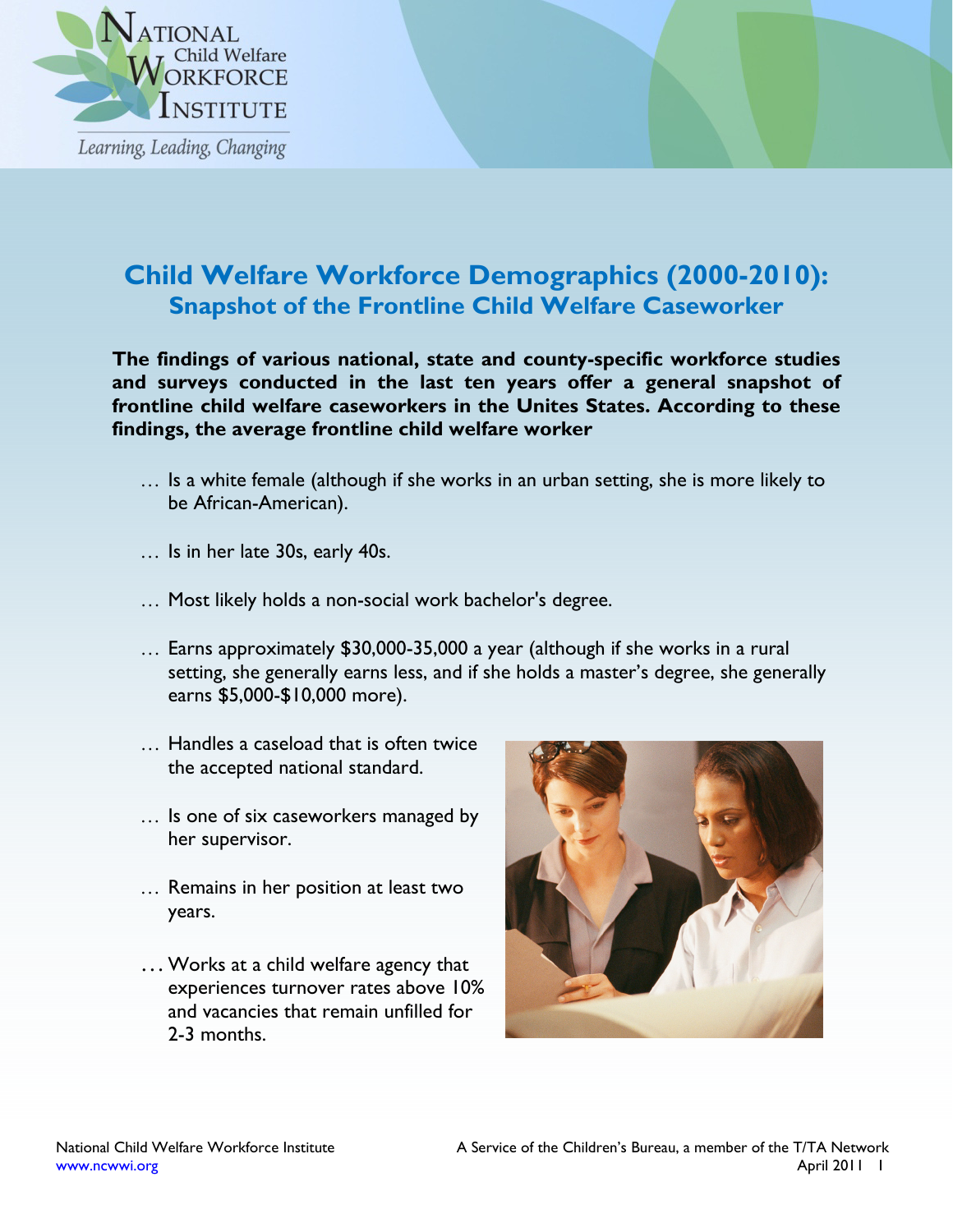# Child Welfare Workforce Demographics (2000-2010):
## Snapshot of the Frontline Child Welfare Caseworker

**The findings of various national, state and county-specific workforce studies and surveys conducted in the last ten years offer a general snapshot of frontline child welfare caseworkers in the Unites States. According to these findings, the average frontline child welfare worker**

… Is a white female (although if she works in an urban setting, she is more likely to be African-American).

… Is in her late 30s, early 40s.

… Most likely holds a non-social work bachelor's degree.

… Earns approximately $30,000-35,000 a year (although if she works in a rural setting, she generally earns less, and if she holds a master's degree, she generally earns $5,000-$10,000 more).

… Handles a caseload that is often twice the accepted national standard.

… Is one of six caseworkers managed by her supervisor.

… Remains in her position at least two years.

… Works at a child welfare agency that experiences turnover rates above 10% and vacancies that remain unfilled for 2-3 months.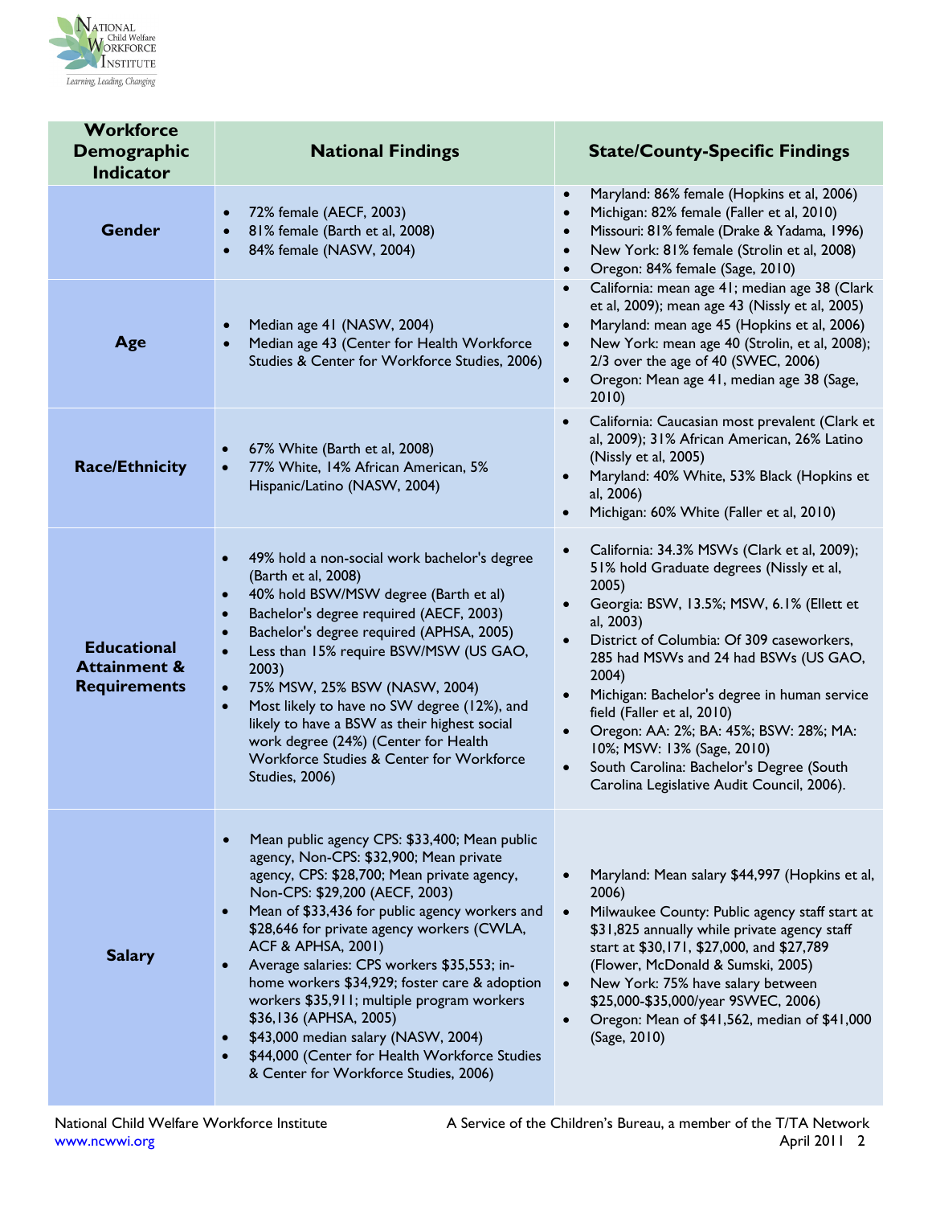| Workforce Demographic Indicator | National Findings | State/County-Specific Findings |
|---|---|---|
| **Gender** | • 72% female (AECF, 2003)<br>• 81% female (Barth et al, 2008)<br>• 84% female (NASW, 2004) | • Maryland: 86% female (Hopkins et al, 2006)<br>• Michigan: 82% female (Faller et al, 2010)<br>• Missouri: 81% female (Drake & Yadama, 1996)<br>• New York: 81% female (Strolin et al, 2008)<br>• Oregon: 84% female (Sage, 2010) |
| **Age** | • Median age 41 (NASW, 2004)<br>• Median age 43 (Center for Health Workforce Studies & Center for Workforce Studies, 2006) | • California: mean age 41; median age 38 (Clark et al, 2009); mean age 43 (Nissly et al, 2005)<br>• Maryland: mean age 45 (Hopkins et al, 2006)<br>• New York: mean age 40 (Strolin, et al, 2008); 2/3 over the age of 40 (SWEC, 2006)<br>• Oregon: Mean age 41, median age 38 (Sage, 2010) |
| **Race/Ethnicity** | • 67% White (Barth et al, 2008)<br>• 77% White, 14% African American, 5% Hispanic/Latino (NASW, 2004) | • California: Caucasian most prevalent (Clark et al, 2009); 31% African American, 26% Latino (Nissly et al, 2005)<br>• Maryland: 40% White, 53% Black (Hopkins et al, 2006)<br>• Michigan: 60% White (Faller et al, 2010) |
| **Educational Attainment & Requirements** | • 49% hold a non-social work bachelor's degree (Barth et al, 2008)<br>• 40% hold BSW/MSW degree (Barth et al)<br>• Bachelor's degree required (AECF, 2003)<br>• Bachelor's degree required (APHSA, 2005)<br>• Less than 15% require BSW/MSW (US GAO, 2003)<br>• 75% MSW, 25% BSW (NASW, 2004)<br>• Most likely to have no SW degree (12%), and likely to have a BSW as their highest social work degree (24%) (Center for Health Workforce Studies & Center for Workforce Studies, 2006) | • California: 34.3% MSWs (Clark et al, 2009); 51% hold Graduate degrees (Nissly et al, 2005)<br>• Georgia: BSW, 13.5%; MSW, 6.1% (Ellett et al, 2003)<br>• District of Columbia: Of 309 caseworkers, 285 had MSWs and 24 had BSWs (US GAO, 2004)<br>• Michigan: Bachelor's degree in human service field (Faller et al, 2010)<br>• Oregon: AA: 2%; BA: 45%; BSW: 28%; MA: 10%; MSW: 13% (Sage, 2010)<br>• South Carolina: Bachelor's Degree (South Carolina Legislative Audit Council, 2006). |
| **Salary** | • Mean public agency CPS: $33,400; Mean public agency, Non-CPS: $32,900; Mean private agency, CPS: $28,700; Mean private agency, Non-CPS: $29,200 (AECF, 2003)<br>• Mean of $33,436 for public agency workers and $28,646 for private agency workers (CWLA, ACF & APHSA, 2001)<br>• Average salaries: CPS workers $35,553; in-home workers $34,929; foster care & adoption workers $35,911; multiple program workers $36,136 (APHSA, 2005)<br>• $43,000 median salary (NASW, 2004)<br>• $44,000 (Center for Health Workforce Studies & Center for Workforce Studies, 2006) | • Maryland: Mean salary $44,997 (Hopkins et al, 2006)<br>• Milwaukee County: Public agency staff start at $31,825 annually while private agency staff start at $30,171, $27,000, and $27,789 (Flower, McDonald & Sumski, 2005)<br>• New York: 75% have salary between $25,000-$35,000/year 9SWEC, 2006)<br>• Oregon: Mean of $41,562, median of $41,000 (Sage, 2010) |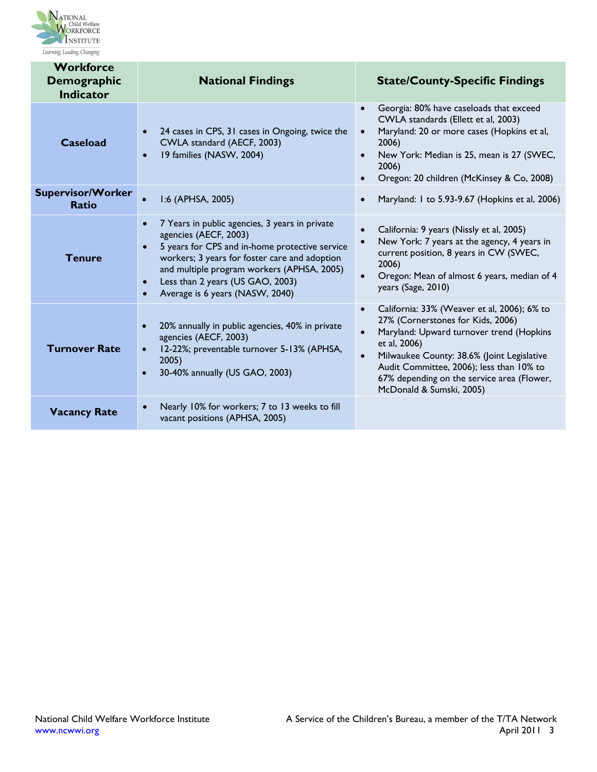| Workforce Demographic Indicator | National Findings | State/County-Specific Findings |
|---|---|---|
| **Caseload** | • 24 cases in CPS, 31 cases in Ongoing, twice the CWLA standard (AECF, 2003)<br>• 19 families (NASW, 2004) | • Georgia: 80% have caseloads that exceed CWLA standards (Ellett et al, 2003)<br>• Maryland: 20 or more cases (Hopkins et al, 2006)<br>• New York: Median is 25, mean is 27 (SWEC, 2006)<br>• Oregon: 20 children (McKinsey & Co, 2008) |
| **Supervisor/Worker Ratio** | • 1:6 (APHSA, 2005) | • Maryland: 1 to 5.93-9.67 (Hopkins et al, 2006) |
| **Tenure** | • 7 Years in public agencies, 3 years in private agencies (AECF, 2003)<br>• 5 years for CPS and in-home protective service workers; 3 years for foster care and adoption and multiple program workers (APHSA, 2005)<br>• Less than 2 years (US GAO, 2003)<br>• Average is 6 years (NASW, 2040) | • California: 9 years (Nissly et al, 2005)<br>• New York: 7 years at the agency, 4 years in current position, 8 years in CW (SWEC, 2006)<br>• Oregon: Mean of almost 6 years, median of 4 years (Sage, 2010) |
| **Turnover Rate** | • 20% annually in public agencies, 40% in private agencies (AECF, 2003)<br>• 12-22%; preventable turnover 5-13% (APHSA, 2005)<br>• 30-40% annually (US GAO, 2003) | • California: 33% (Weaver et al, 2006); 6% to 27% (Cornerstones for Kids, 2006)<br>• Maryland: Upward turnover trend (Hopkins et al, 2006)<br>• Milwaukee County: 38.6% (Joint Legislative Audit Committee, 2006); less than 10% to 67% depending on the service area (Flower, McDonald & Sumski, 2005) |
| **Vacancy Rate** | • Nearly 10% for workers; 7 to 13 weeks to fill vacant positions (APHSA, 2005) | |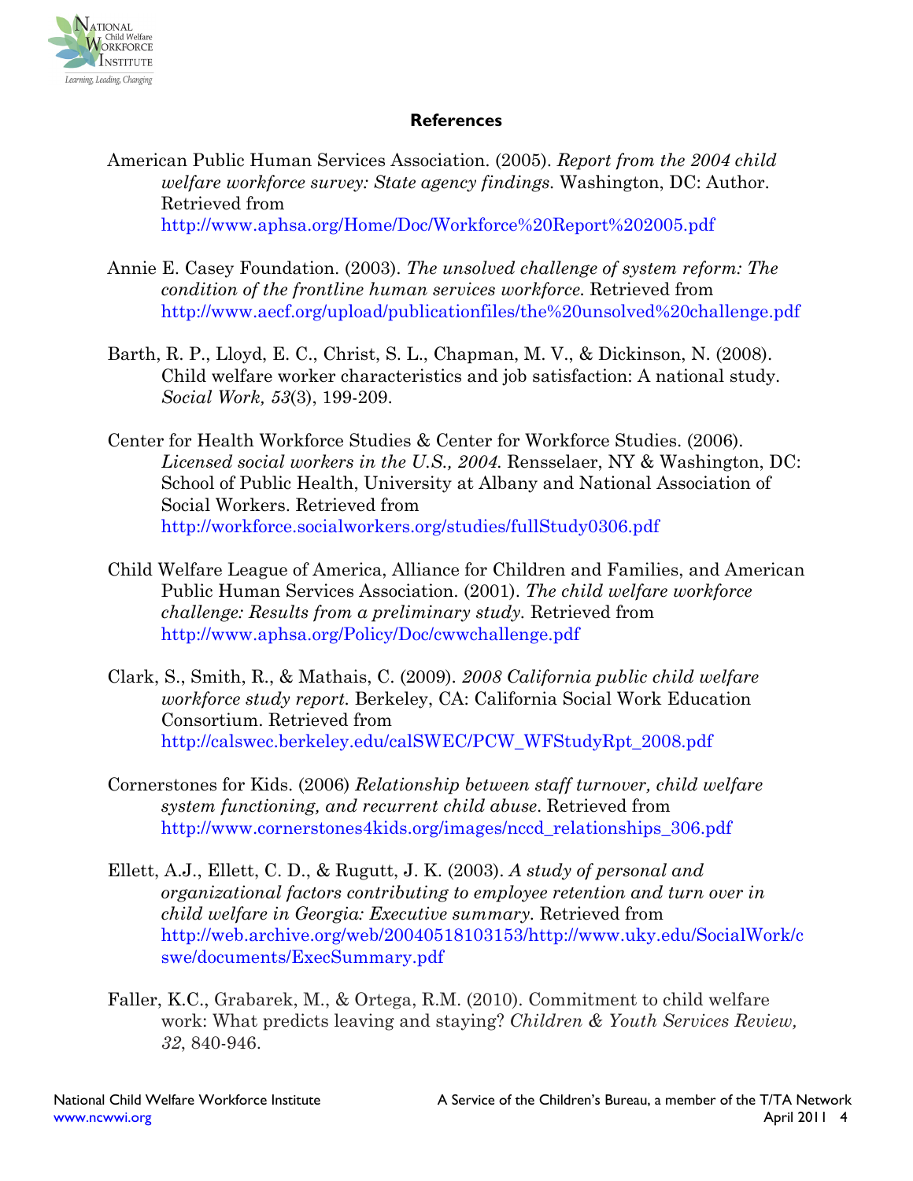## References

American Public Human Services Association. (2005). *Report from the 2004 child welfare workforce survey: State agency findings.* Washington, DC: Author. Retrieved from http://www.aphsa.org/Home/Doc/Workforce%20Report%202005.pdf

Annie E. Casey Foundation. (2003). *The unsolved challenge of system reform: The condition of the frontline human services workforce.* Retrieved from http://www.aecf.org/upload/publicationfiles/the%20unsolved%20challenge.pdf

Barth, R. P., Lloyd, E. C., Christ, S. L., Chapman, M. V., & Dickinson, N. (2008). Child welfare worker characteristics and job satisfaction: A national study. *Social Work, 53*(3), 199-209.

Center for Health Workforce Studies & Center for Workforce Studies. (2006). *Licensed social workers in the U.S., 2004.* Rensselaer, NY & Washington, DC: School of Public Health, University at Albany and National Association of Social Workers. Retrieved from http://workforce.socialworkers.org/studies/fullStudy0306.pdf

Child Welfare League of America, Alliance for Children and Families, and American Public Human Services Association. (2001). *The child welfare workforce challenge: Results from a preliminary study.* Retrieved from http://www.aphsa.org/Policy/Doc/cwwchallenge.pdf

Clark, S., Smith, R., & Mathais, C. (2009). *2008 California public child welfare workforce study report.* Berkeley, CA: California Social Work Education Consortium. Retrieved from http://calswec.berkeley.edu/calSWEC/PCW_WFStudyRpt_2008.pdf

Cornerstones for Kids. (2006) *Relationship between staff turnover, child welfare system functioning, and recurrent child abuse.* Retrieved from http://www.cornerstones4kids.org/images/nccd_relationships_306.pdf

Ellett, A.J., Ellett, C. D., & Rugutt, J. K. (2003). *A study of personal and organizational factors contributing to employee retention and turn over in child welfare in Georgia: Executive summary.* Retrieved from http://web.archive.org/web/20040518103153/http://www.uky.edu/SocialWork/cswe/documents/ExecSummary.pdf

Faller, K.C., Grabarek, M., & Ortega, R.M. (2010). Commitment to child welfare work: What predicts leaving and staying? *Children & Youth Services Review, 32*, 840-946.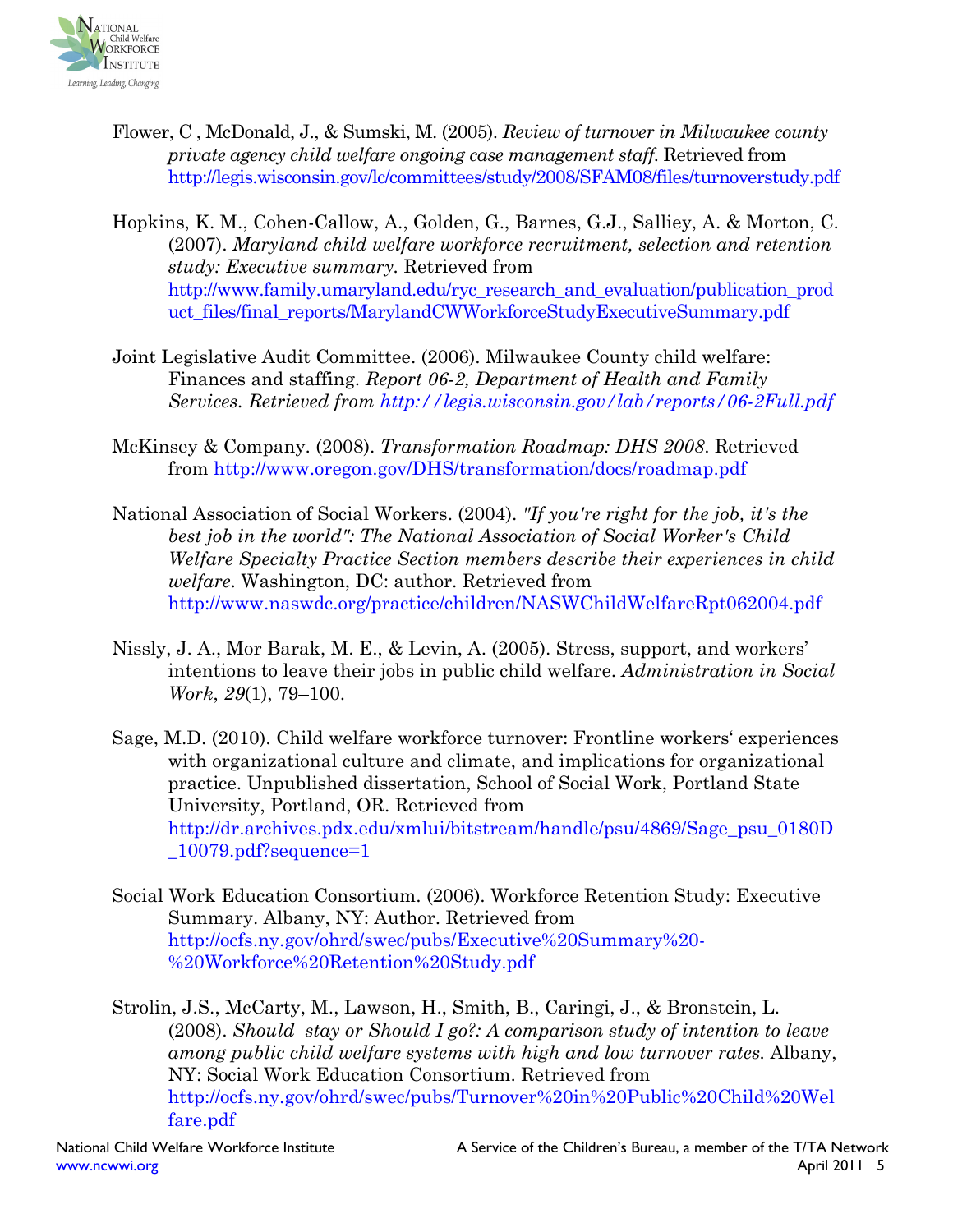Flower, C , McDonald, J., & Sumski, M. (2005). *Review of turnover in Milwaukee county private agency child welfare ongoing case management staff.* Retrieved from http://legis.wisconsin.gov/lc/committees/study/2008/SFAM08/files/turnoverstudy.pdf

Hopkins, K. M., Cohen-Callow, A., Golden, G., Barnes, G.J., Salliey, A. & Morton, C. (2007). *Maryland child welfare workforce recruitment, selection and retention study: Executive summary.* Retrieved from http://www.family.umaryland.edu/ryc_research_and_evaluation/publication_product_files/final_reports/MarylandCWWorkforceStudyExecutiveSummary.pdf

Joint Legislative Audit Committee. (2006). Milwaukee County child welfare: Finances and staffing. *Report 06-2, Department of Health and Family Services. Retrieved from http://legis.wisconsin.gov/lab/reports/06-2Full.pdf*

McKinsey & Company. (2008). *Transformation Roadmap: DHS 2008.* Retrieved from http://www.oregon.gov/DHS/transformation/docs/roadmap.pdf

National Association of Social Workers. (2004). *"If you're right for the job, it's the best job in the world": The National Association of Social Worker's Child Welfare Specialty Practice Section members describe their experiences in child welfare.* Washington, DC: author. Retrieved from http://www.naswdc.org/practice/children/NASWChildWelfareRpt062004.pdf

Nissly, J. A., Mor Barak, M. E., & Levin, A. (2005). Stress, support, and workers' intentions to leave their jobs in public child welfare. *Administration in Social Work*, *29*(1), 79–100.

Sage, M.D. (2010). Child welfare workforce turnover: Frontline workers' experiences with organizational culture and climate, and implications for organizational practice. Unpublished dissertation, School of Social Work, Portland State University, Portland, OR. Retrieved from http://dr.archives.pdx.edu/xmlui/bitstream/handle/psu/4869/Sage_psu_0180D_10079.pdf?sequence=1

Social Work Education Consortium. (2006). Workforce Retention Study: Executive Summary. Albany, NY: Author. Retrieved from http://ocfs.ny.gov/ohrd/swec/pubs/Executive%20Summary%20-%20Workforce%20Retention%20Study.pdf

Strolin, J.S., McCarty, M., Lawson, H., Smith, B., Caringi, J., & Bronstein, L. (2008). *Should stay or Should I go?: A comparison study of intention to leave among public child welfare systems with high and low turnover rates.* Albany, NY: Social Work Education Consortium. Retrieved from http://ocfs.ny.gov/ohrd/swec/pubs/Turnover%20in%20Public%20Child%20Welfare.pdf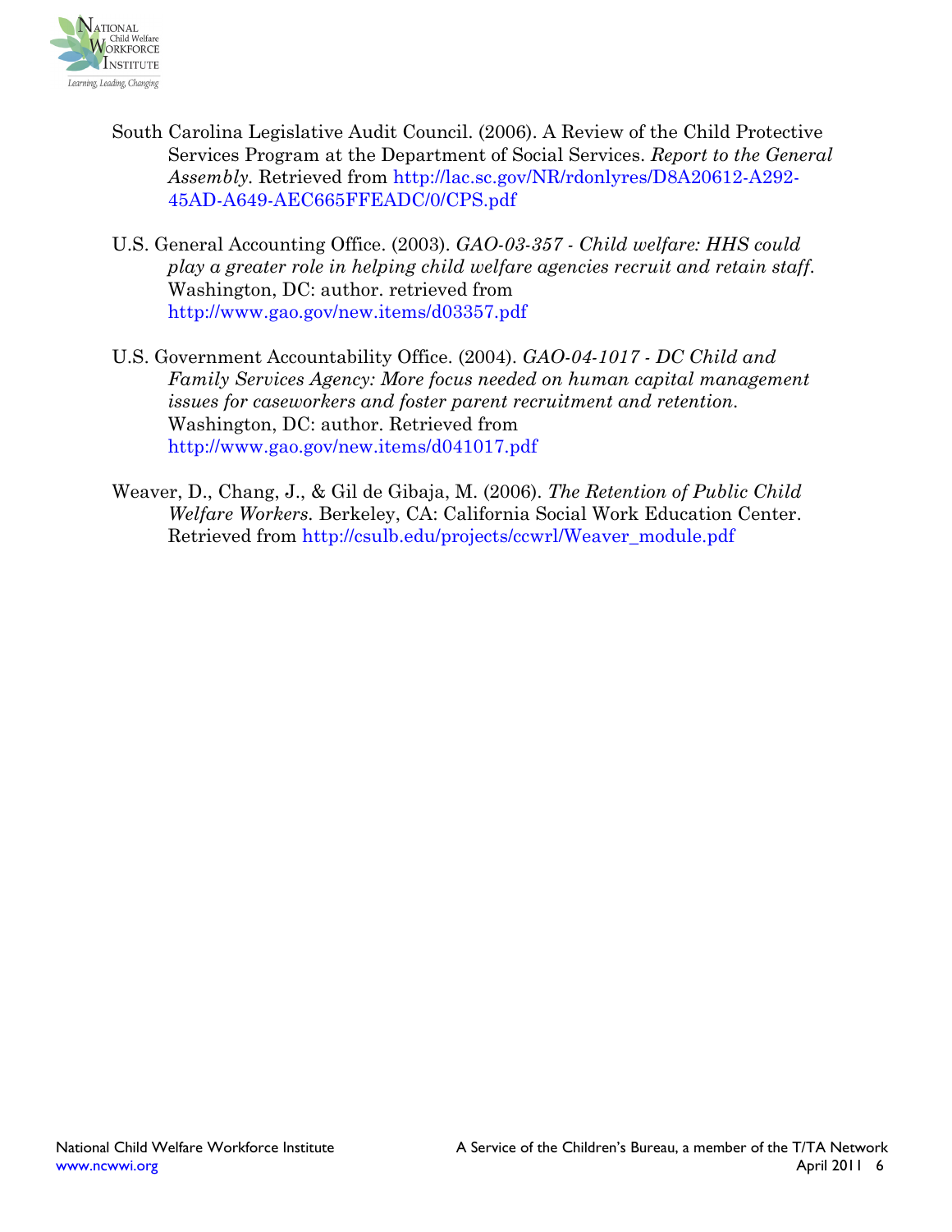South Carolina Legislative Audit Council. (2006). A Review of the Child Protective Services Program at the Department of Social Services. *Report to the General Assembly*. Retrieved from http://lac.sc.gov/NR/rdonlyres/D8A20612-A292-45AD-A649-AEC665FFEADC/0/CPS.pdf

U.S. General Accounting Office. (2003). *GAO-03-357 - Child welfare: HHS could play a greater role in helping child welfare agencies recruit and retain staff*. Washington, DC: author. retrieved from http://www.gao.gov/new.items/d03357.pdf

U.S. Government Accountability Office. (2004). *GAO-04-1017 - DC Child and Family Services Agency: More focus needed on human capital management issues for caseworkers and foster parent recruitment and retention*. Washington, DC: author. Retrieved from http://www.gao.gov/new.items/d041017.pdf

Weaver, D., Chang, J., & Gil de Gibaja, M. (2006). *The Retention of Public Child Welfare Workers*. Berkeley, CA: California Social Work Education Center. Retrieved from http://csulb.edu/projects/ccwrl/Weaver_module.pdf